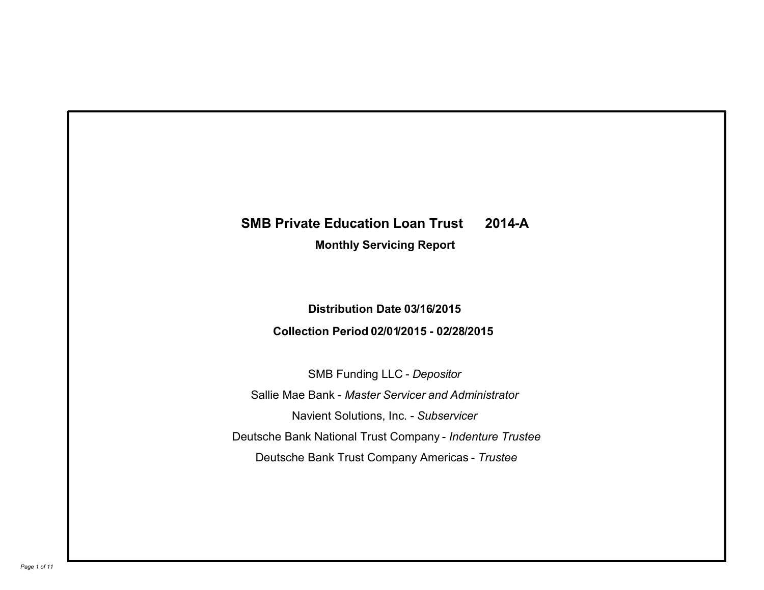# SMB Private Education Loan Trust 2014-A

## Monthly Servicing Report

**Distribution Date 03/16/2015**

**Collection Period 02/01/2015 - 02/28/2015**

SMB Funding LLC - *Depositor*

Sallie Mae Bank - *Master Servicer and Administrator*

Navient Solutions, Inc. - *Subservicer*

Deutsche Bank National Trust Company - *Indenture Trustee*

Deutsche Bank Trust Company Americas - *Trustee*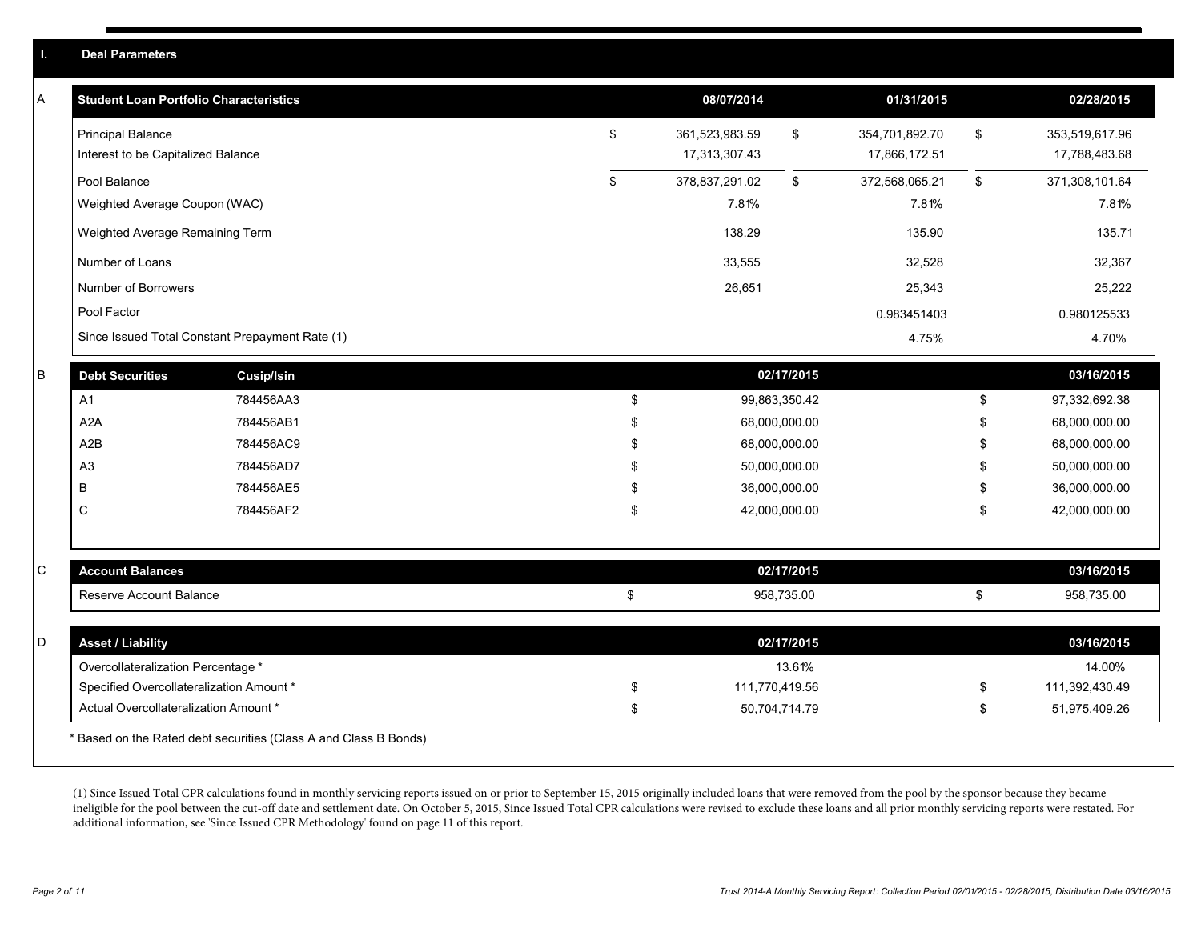## I. Deal Parameters

### A

| Student Loan Portfolio Characteristics | 08/07/2014 | 01/31/2015 | 02/28/2015 |
|---|---|---|---|
| Principal Balance | $ 361,523,983.59 | $ 354,701,892.70 | $ 353,519,617.96 |
| Interest to be Capitalized Balance | 17,313,307.43 | 17,866,172.51 | 17,788,483.68 |
| Pool Balance | $ 378,837,291.02 | $ 372,568,065.21 | $ 371,308,101.64 |
| Weighted Average Coupon (WAC) | 7.81% | 7.81% | 7.81% |
| Weighted Average Remaining Term | 138.29 | 135.90 | 135.71 |
| Number of Loans | 33,555 | 32,528 | 32,367 |
| Number of Borrowers | 26,651 | 25,343 | 25,222 |
| Pool Factor | | 0.983451403 | 0.980125533 |
| Since Issued Total Constant Prepayment Rate (1) | | 4.75% | 4.70% |

### B

| Debt Securities | Cusip/Isin | 02/17/2015 | 03/16/2015 |
|---|---|---|---|
| A1 | 784456AA3 | $ 99,863,350.42 | $ 97,332,692.38 |
| A2A | 784456AB1 | $ 68,000,000.00 | $ 68,000,000.00 |
| A2B | 784456AC9 | $ 68,000,000.00 | $ 68,000,000.00 |
| A3 | 784456AD7 | $ 50,000,000.00 | $ 50,000,000.00 |
| B | 784456AE5 | $ 36,000,000.00 | $ 36,000,000.00 |
| C | 784456AF2 | $ 42,000,000.00 | $ 42,000,000.00 |

### C

| Account Balances | 02/17/2015 | 03/16/2015 |
|---|---|---|
| Reserve Account Balance | $ 958,735.00 | $ 958,735.00 |

### D

| Asset / Liability | 02/17/2015 | 03/16/2015 |
|---|---|---|
| Overcollateralization Percentage * | 13.61% | 14.00% |
| Specified Overcollateralization Amount * | $ 111,770,419.56 | $ 111,392,430.49 |
| Actual Overcollateralization Amount * | $ 50,704,714.79 | $ 51,975,409.26 |

* Based on the Rated debt securities (Class A and Class B Bonds)

(1) Since Issued Total CPR calculations found in monthly servicing reports issued on or prior to September 15, 2015 originally included loans that were removed from the pool by the sponsor because they became ineligible for the pool between the cut-off date and settlement date. On October 5, 2015, Since Issued Total CPR calculations were revised to exclude these loans and all prior monthly servicing reports were restated. For additional information, see 'Since Issued CPR Methodology' found on page 11 of this report.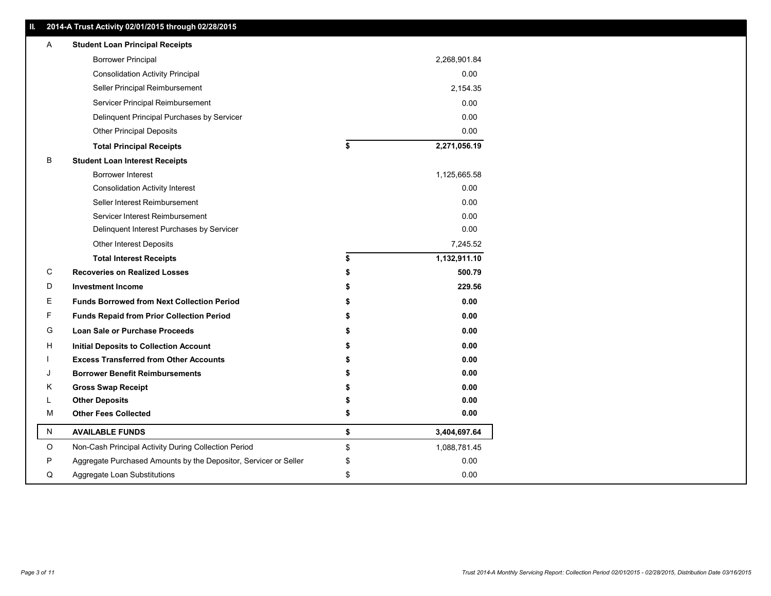## II. 2014-A Trust Activity 02/01/2015 through 02/28/2015

| | | | |
|---|---|---|---|
| A | **Student Loan Principal Receipts** | | |
| | Borrower Principal | | 2,268,901.84 |
| | Consolidation Activity Principal | | 0.00 |
| | Seller Principal Reimbursement | | 2,154.35 |
| | Servicer Principal Reimbursement | | 0.00 |
| | Delinquent Principal Purchases by Servicer | | 0.00 |
| | Other Principal Deposits | | 0.00 |
| | **Total Principal Receipts** | **$** | **2,271,056.19** |
| B | **Student Loan Interest Receipts** | | |
| | Borrower Interest | | 1,125,665.58 |
| | Consolidation Activity Interest | | 0.00 |
| | Seller Interest Reimbursement | | 0.00 |
| | Servicer Interest Reimbursement | | 0.00 |
| | Delinquent Interest Purchases by Servicer | | 0.00 |
| | Other Interest Deposits | | 7,245.52 |
| | **Total Interest Receipts** | **$** | **1,132,911.10** |
| C | **Recoveries on Realized Losses** | **$** | **500.79** |
| D | **Investment Income** | **$** | **229.56** |
| E | **Funds Borrowed from Next Collection Period** | **$** | **0.00** |
| F | **Funds Repaid from Prior Collection Period** | **$** | **0.00** |
| G | **Loan Sale or Purchase Proceeds** | **$** | **0.00** |
| H | **Initial Deposits to Collection Account** | **$** | **0.00** |
| I | **Excess Transferred from Other Accounts** | **$** | **0.00** |
| J | **Borrower Benefit Reimbursements** | **$** | **0.00** |
| K | **Gross Swap Receipt** | **$** | **0.00** |
| L | **Other Deposits** | **$** | **0.00** |
| M | **Other Fees Collected** | **$** | **0.00** |
| N | **AVAILABLE FUNDS** | **$** | **3,404,697.64** |
| O | Non-Cash Principal Activity During Collection Period | $ | 1,088,781.45 |
| P | Aggregate Purchased Amounts by the Depositor, Servicer or Seller | $ | 0.00 |
| Q | Aggregate Loan Substitutions | $ | 0.00 |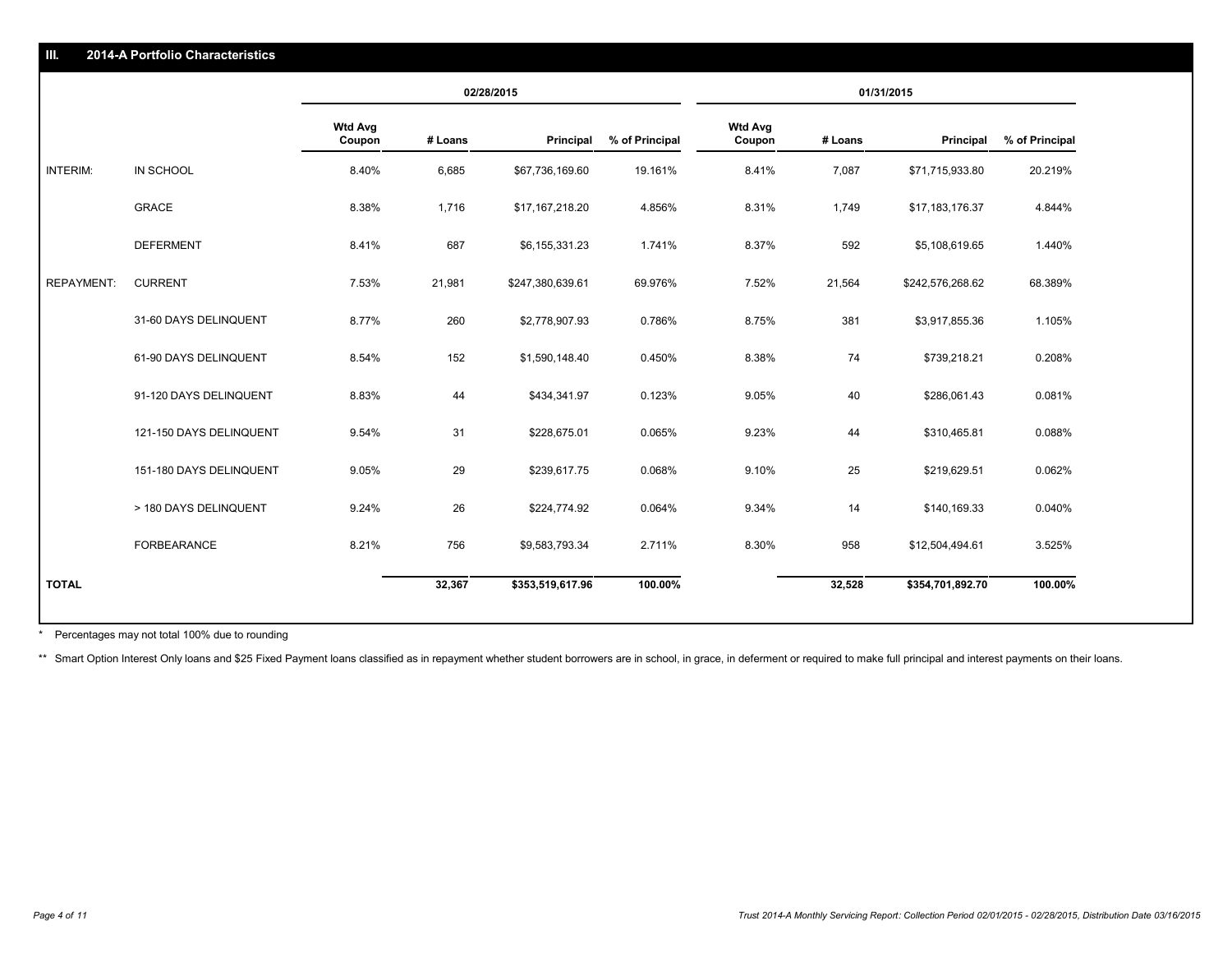## III. 2014-A Portfolio Characteristics

| | | 02/28/2015 | | | | 01/31/2015 | | | |
|---|---|---|---|---|---|---|---|---|---|
| | | Wtd Avg Coupon | # Loans | Principal | % of Principal | Wtd Avg Coupon | # Loans | Principal | % of Principal |
| INTERIM: | IN SCHOOL | 8.40% | 6,685 | $67,736,169.60 | 19.161% | 8.41% | 7,087 | $71,715,933.80 | 20.219% |
| | GRACE | 8.38% | 1,716 | $17,167,218.20 | 4.856% | 8.31% | 1,749 | $17,183,176.37 | 4.844% |
| | DEFERMENT | 8.41% | 687 | $6,155,331.23 | 1.741% | 8.37% | 592 | $5,108,619.65 | 1.440% |
| REPAYMENT: | CURRENT | 7.53% | 21,981 | $247,380,639.61 | 69.976% | 7.52% | 21,564 | $242,576,268.62 | 68.389% |
| | 31-60 DAYS DELINQUENT | 8.77% | 260 | $2,778,907.93 | 0.786% | 8.75% | 381 | $3,917,855.36 | 1.105% |
| | 61-90 DAYS DELINQUENT | 8.54% | 152 | $1,590,148.40 | 0.450% | 8.38% | 74 | $739,218.21 | 0.208% |
| | 91-120 DAYS DELINQUENT | 8.83% | 44 | $434,341.97 | 0.123% | 9.05% | 40 | $286,061.43 | 0.081% |
| | 121-150 DAYS DELINQUENT | 9.54% | 31 | $228,675.01 | 0.065% | 9.23% | 44 | $310,465.81 | 0.088% |
| | 151-180 DAYS DELINQUENT | 9.05% | 29 | $239,617.75 | 0.068% | 9.10% | 25 | $219,629.51 | 0.062% |
| | > 180 DAYS DELINQUENT | 9.24% | 26 | $224,774.92 | 0.064% | 9.34% | 14 | $140,169.33 | 0.040% |
| | FORBEARANCE | 8.21% | 756 | $9,583,793.34 | 2.711% | 8.30% | 958 | $12,504,494.61 | 3.525% |
| **TOTAL** | | | **32,367** | **$353,519,617.96** | **100.00%** | | **32,528** | **$354,701,892.70** | **100.00%** |

\* Percentages may not total 100% due to rounding

** Smart Option Interest Only loans and $25 Fixed Payment loans classified as in repayment whether student borrowers are in school, in grace, in deferment or required to make full principal and interest payments on their loans.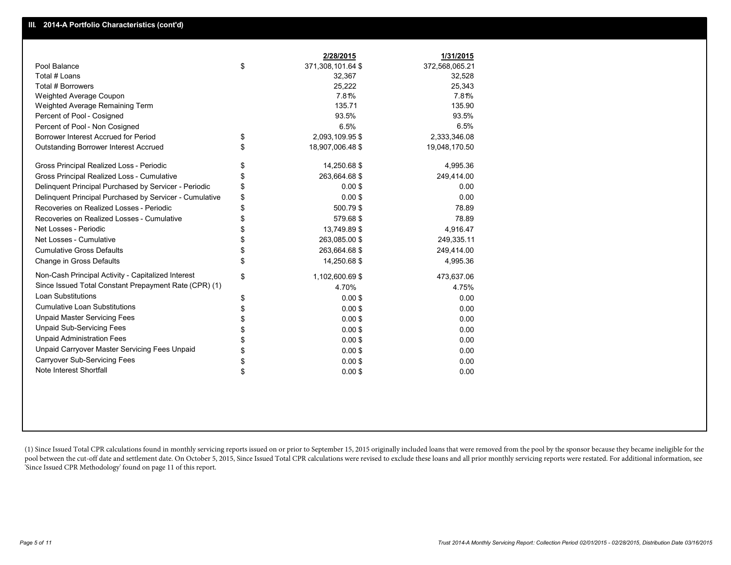## III. 2014-A Portfolio Characteristics (cont'd)

| | | 2/28/2015 | 1/31/2015 |
|---|---|---|---|
| Pool Balance | $ | 371,308,101.64 $ | 372,568,065.21 |
| Total # Loans | | 32,367 | 32,528 |
| Total # Borrowers | | 25,222 | 25,343 |
| Weighted Average Coupon | | 7.81% | 7.81% |
| Weighted Average Remaining Term | | 135.71 | 135.90 |
| Percent of Pool - Cosigned | | 93.5% | 93.5% |
| Percent of Pool - Non Cosigned | | 6.5% | 6.5% |
| Borrower Interest Accrued for Period | $ | 2,093,109.95 $ | 2,333,346.08 |
| Outstanding Borrower Interest Accrued | $ | 18,907,006.48 $ | 19,048,170.50 |
| Gross Principal Realized Loss - Periodic | $ | 14,250.68 $ | 4,995.36 |
| Gross Principal Realized Loss - Cumulative | $ | 263,664.68 $ | 249,414.00 |
| Delinquent Principal Purchased by Servicer - Periodic | $ | 0.00 $ | 0.00 |
| Delinquent Principal Purchased by Servicer - Cumulative | $ | 0.00 $ | 0.00 |
| Recoveries on Realized Losses - Periodic | $ | 500.79 $ | 78.89 |
| Recoveries on Realized Losses - Cumulative | $ | 579.68 $ | 78.89 |
| Net Losses - Periodic | $ | 13,749.89 $ | 4,916.47 |
| Net Losses - Cumulative | $ | 263,085.00 $ | 249,335.11 |
| Cumulative Gross Defaults | $ | 263,664.68 $ | 249,414.00 |
| Change in Gross Defaults | $ | 14,250.68 $ | 4,995.36 |
| Non-Cash Principal Activity - Capitalized Interest | $ | 1,102,600.69 $ | 473,637.06 |
| Since Issued Total Constant Prepayment Rate (CPR) (1) | | 4.70% | 4.75% |
| Loan Substitutions | $ | 0.00 $ | 0.00 |
| Cumulative Loan Substitutions | $ | 0.00 $ | 0.00 |
| Unpaid Master Servicing Fees | $ | 0.00 $ | 0.00 |
| Unpaid Sub-Servicing Fees | $ | 0.00 $ | 0.00 |
| Unpaid Administration Fees | $ | 0.00 $ | 0.00 |
| Unpaid Carryover Master Servicing Fees Unpaid | $ | 0.00 $ | 0.00 |
| Carryover Sub-Servicing Fees | $ | 0.00 $ | 0.00 |
| Note Interest Shortfall | $ | 0.00 $ | 0.00 |

(1) Since Issued Total CPR calculations found in monthly servicing reports issued on or prior to September 15, 2015 originally included loans that were removed from the pool by the sponsor because they became ineligible for the pool between the cut-off date and settlement date. On October 5, 2015, Since Issued Total CPR calculations were revised to exclude these loans and all prior monthly servicing reports were restated. For additional information, see 'Since Issued CPR Methodology' found on page 11 of this report.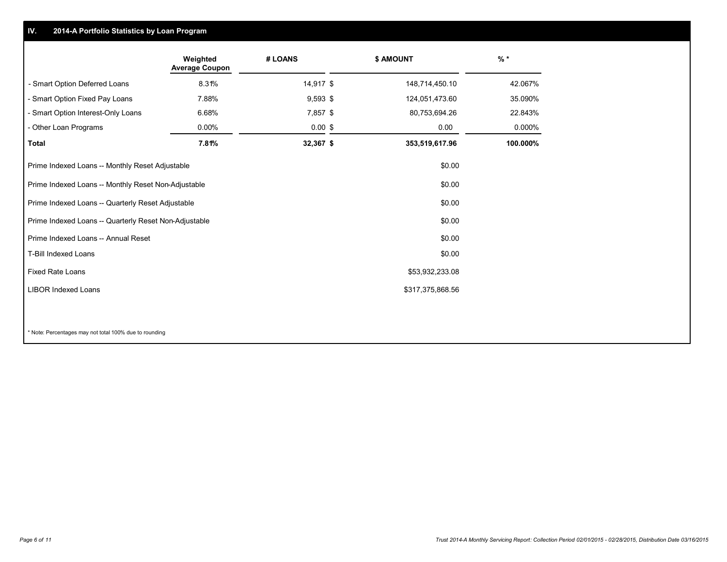## IV. 2014-A Portfolio Statistics by Loan Program

| | Weighted Average Coupon | # LOANS | $ AMOUNT | % * |
|---|---|---|---|---|
| - Smart Option Deferred Loans | 8.31% | 14,917 | $ 148,714,450.10 | 42.067% |
| - Smart Option Fixed Pay Loans | 7.88% | 9,593 | $ 124,051,473.60 | 35.090% |
| - Smart Option Interest-Only Loans | 6.68% | 7,857 | $ 80,753,694.26 | 22.843% |
| - Other Loan Programs | 0.00% | 0.00 | $ 0.00 | 0.000% |
| **Total** | **7.81%** | **32,367** | **$ 353,519,617.96** | **100.000%** |

| | |
|---|---|
| Prime Indexed Loans -- Monthly Reset Adjustable | $0.00 |
| Prime Indexed Loans -- Monthly Reset Non-Adjustable | $0.00 |
| Prime Indexed Loans -- Quarterly Reset Adjustable | $0.00 |
| Prime Indexed Loans -- Quarterly Reset Non-Adjustable | $0.00 |
| Prime Indexed Loans -- Annual Reset | $0.00 |
| T-Bill Indexed Loans | $0.00 |
| Fixed Rate Loans | $53,932,233.08 |
| LIBOR Indexed Loans | $317,375,868.56 |

* Note: Percentages may not total 100% due to rounding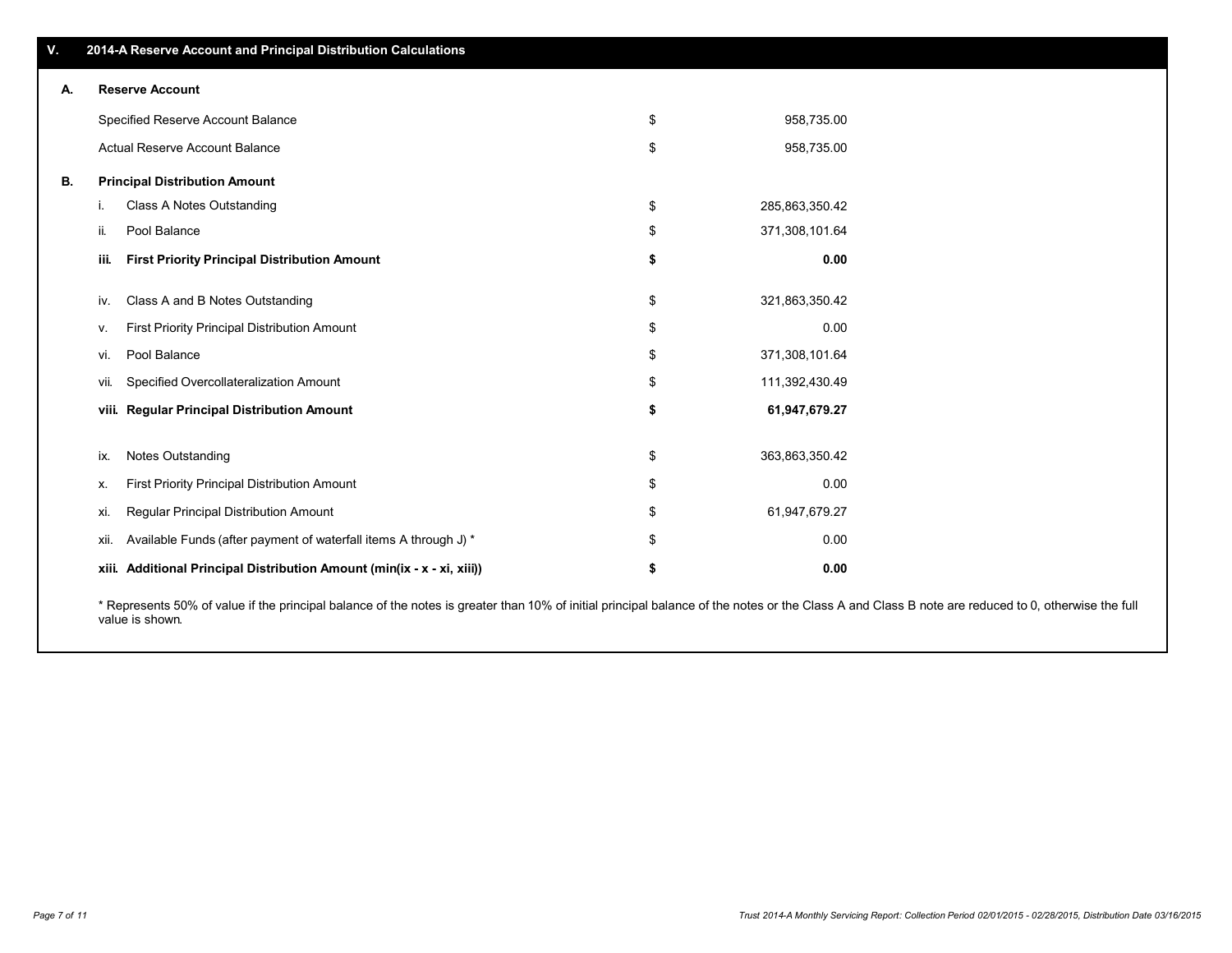## V. 2014-A Reserve Account and Principal Distribution Calculations

### A. Reserve Account

| | | |
|---|---|---|
| Specified Reserve Account Balance | $ | 958,735.00 |
| Actual Reserve Account Balance | $ | 958,735.00 |

### B. Principal Distribution Amount

| | | | |
|---|---|---|---|
| i. | Class A Notes Outstanding | $ | 285,863,350.42 |
| ii. | Pool Balance | $ | 371,308,101.64 |
| **iii.** | **First Priority Principal Distribution Amount** | **$** | **0.00** |
| iv. | Class A and B Notes Outstanding | $ | 321,863,350.42 |
| v. | First Priority Principal Distribution Amount | $ | 0.00 |
| vi. | Pool Balance | $ | 371,308,101.64 |
| vii. | Specified Overcollateralization Amount | $ | 111,392,430.49 |
| **viii.** | **Regular Principal Distribution Amount** | **$** | **61,947,679.27** |
| ix. | Notes Outstanding | $ | 363,863,350.42 |
| x. | First Priority Principal Distribution Amount | $ | 0.00 |
| xi. | Regular Principal Distribution Amount | $ | 61,947,679.27 |
| xii. | Available Funds (after payment of waterfall items A through J) * | $ | 0.00 |
| **xiii.** | **Additional Principal Distribution Amount (min(ix - x - xi, xiii))** | **$** | **0.00** |

* Represents 50% of value if the principal balance of the notes is greater than 10% of initial principal balance of the notes or the Class A and Class B note are reduced to 0, otherwise the full value is shown.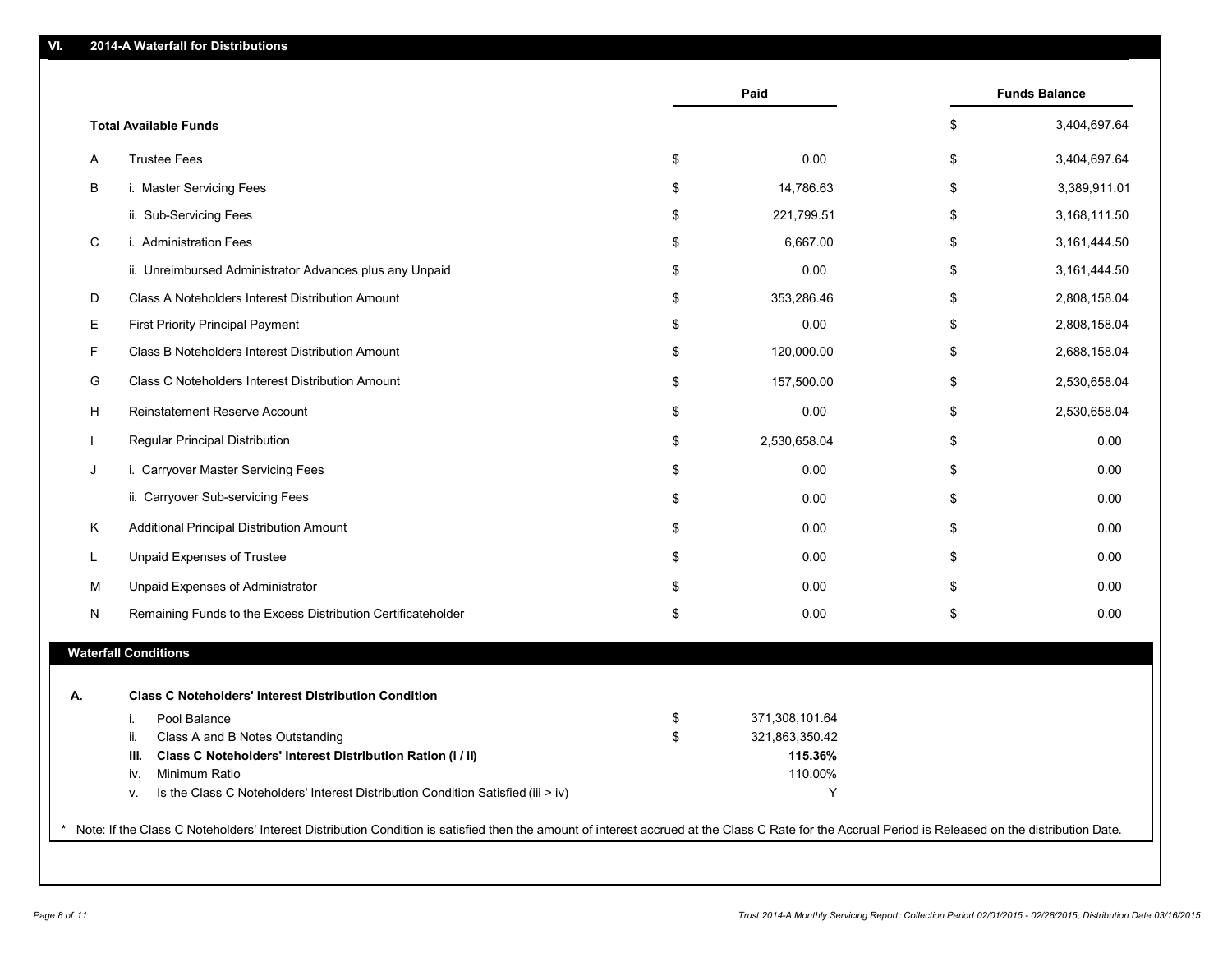## VI. 2014-A Waterfall for Distributions

| | | Paid | Funds Balance |
|---|---|---|---|
| | **Total Available Funds** | | $ 3,404,697.64 |
| A | Trustee Fees | $ 0.00 | $ 3,404,697.64 |
| B | i. Master Servicing Fees | $ 14,786.63 | $ 3,389,911.01 |
| | ii. Sub-Servicing Fees | $ 221,799.51 | $ 3,168,111.50 |
| C | i. Administration Fees | $ 6,667.00 | $ 3,161,444.50 |
| | ii. Unreimbursed Administrator Advances plus any Unpaid | $ 0.00 | $ 3,161,444.50 |
| D | Class A Noteholders Interest Distribution Amount | $ 353,286.46 | $ 2,808,158.04 |
| E | First Priority Principal Payment | $ 0.00 | $ 2,808,158.04 |
| F | Class B Noteholders Interest Distribution Amount | $ 120,000.00 | $ 2,688,158.04 |
| G | Class C Noteholders Interest Distribution Amount | $ 157,500.00 | $ 2,530,658.04 |
| H | Reinstatement Reserve Account | $ 0.00 | $ 2,530,658.04 |
| I | Regular Principal Distribution | $ 2,530,658.04 | $ 0.00 |
| J | i. Carryover Master Servicing Fees | $ 0.00 | $ 0.00 |
| | ii. Carryover Sub-servicing Fees | $ 0.00 | $ 0.00 |
| K | Additional Principal Distribution Amount | $ 0.00 | $ 0.00 |
| L | Unpaid Expenses of Trustee | $ 0.00 | $ 0.00 |
| M | Unpaid Expenses of Administrator | $ 0.00 | $ 0.00 |
| N | Remaining Funds to the Excess Distribution Certificateholder | $ 0.00 | $ 0.00 |

### Waterfall Conditions

| | | |
|---|---|---|
| **A.** | **Class C Noteholders' Interest Distribution Condition** | |
| i. | Pool Balance | $ 371,308,101.64 |
| ii. | Class A and B Notes Outstanding | $ 321,863,350.42 |
| **iii.** | **Class C Noteholders' Interest Distribution Ration (i / ii)** | **115.36%** |
| iv. | Minimum Ratio | 110.00% |
| v. | Is the Class C Noteholders' Interest Distribution Condition Satisfied (iii > iv) | Y |

* Note: If the Class C Noteholders' Interest Distribution Condition is satisfied then the amount of interest accrued at the Class C Rate for the Accrual Period is Released on the distribution Date.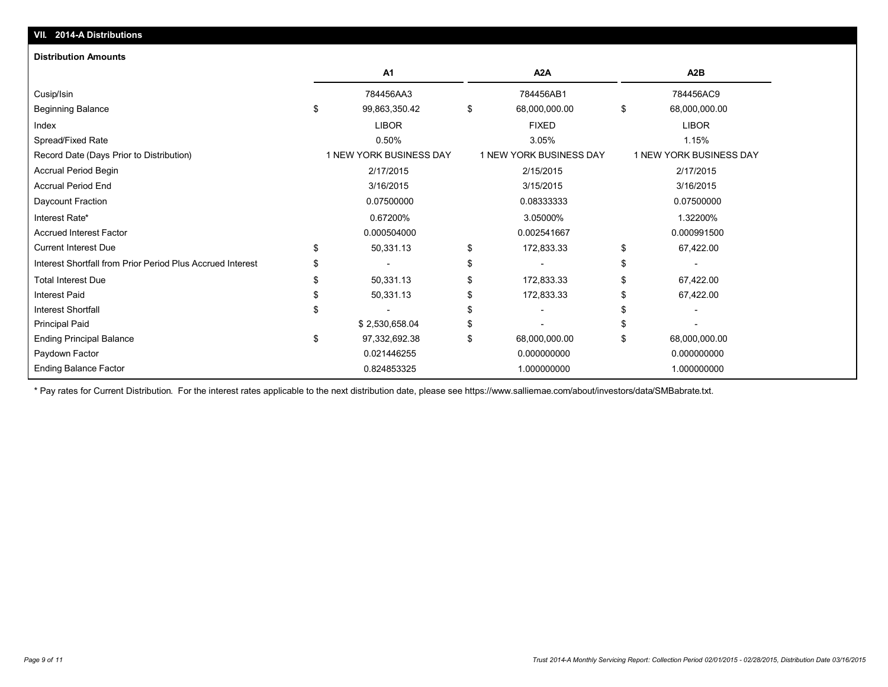## VII. 2014-A Distributions

**Distribution Amounts**

| | A1 | A2A | A2B |
|---|---|---|---|
| Cusip/Isin | 784456AA3 | 784456AB1 | 784456AC9 |
| Beginning Balance | $ 99,863,350.42 | $ 68,000,000.00 | $ 68,000,000.00 |
| Index | LIBOR | FIXED | LIBOR |
| Spread/Fixed Rate | 0.50% | 3.05% | 1.15% |
| Record Date (Days Prior to Distribution) | 1 NEW YORK BUSINESS DAY | 1 NEW YORK BUSINESS DAY | 1 NEW YORK BUSINESS DAY |
| Accrual Period Begin | 2/17/2015 | 2/15/2015 | 2/17/2015 |
| Accrual Period End | 3/16/2015 | 3/15/2015 | 3/16/2015 |
| Daycount Fraction | 0.07500000 | 0.08333333 | 0.07500000 |
| Interest Rate* | 0.67200% | 3.05000% | 1.32200% |
| Accrued Interest Factor | 0.000504000 | 0.002541667 | 0.000991500 |
| Current Interest Due | $ 50,331.13 | $ 172,833.33 | $ 67,422.00 |
| Interest Shortfall from Prior Period Plus Accrued Interest | $ - | $ - | $ - |
| Total Interest Due | $ 50,331.13 | $ 172,833.33 | $ 67,422.00 |
| Interest Paid | $ 50,331.13 | $ 172,833.33 | $ 67,422.00 |
| Interest Shortfall | $ - | $ - | $ - |
| Principal Paid | $ 2,530,658.04 | $ - | $ - |
| Ending Principal Balance | $ 97,332,692.38 | $ 68,000,000.00 | $ 68,000,000.00 |
| Paydown Factor | 0.021446255 | 0.000000000 | 0.000000000 |
| Ending Balance Factor | 0.824853325 | 1.000000000 | 1.000000000 |

\* Pay rates for Current Distribution. For the interest rates applicable to the next distribution date, please see https://www.salliemae.com/about/investors/data/SMBabrate.txt.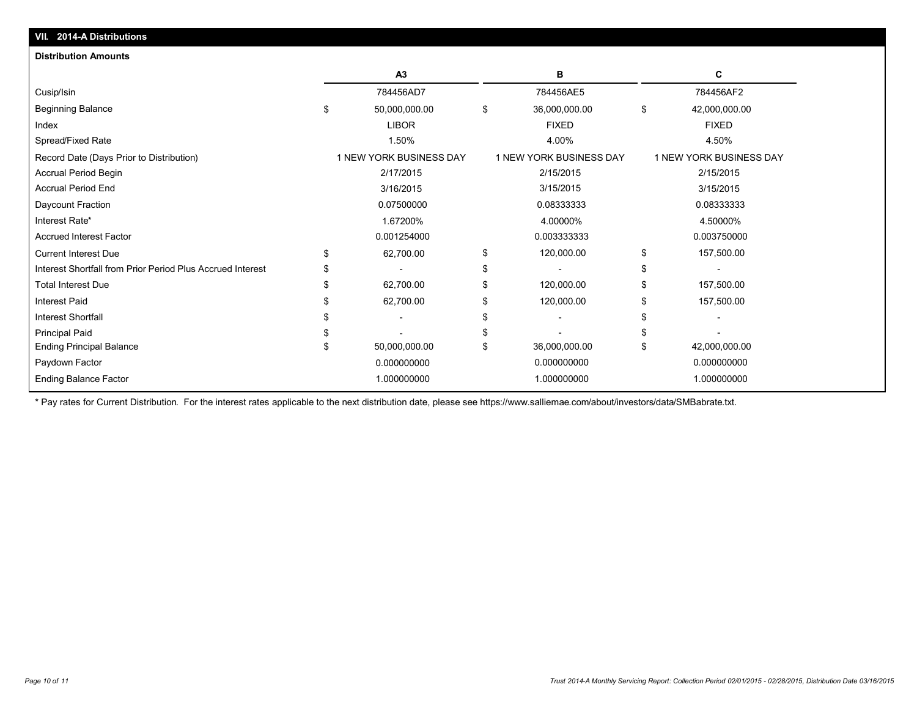## VII. 2014-A Distributions

**Distribution Amounts**

| | A3 | B | C |
|---|---|---|---|
| Cusip/Isin | 784456AD7 | 784456AE5 | 784456AF2 |
| Beginning Balance | $ 50,000,000.00 | $ 36,000,000.00 | $ 42,000,000.00 |
| Index | LIBOR | FIXED | FIXED |
| Spread/Fixed Rate | 1.50% | 4.00% | 4.50% |
| Record Date (Days Prior to Distribution) | 1 NEW YORK BUSINESS DAY | 1 NEW YORK BUSINESS DAY | 1 NEW YORK BUSINESS DAY |
| Accrual Period Begin | 2/17/2015 | 2/15/2015 | 2/15/2015 |
| Accrual Period End | 3/16/2015 | 3/15/2015 | 3/15/2015 |
| Daycount Fraction | 0.07500000 | 0.08333333 | 0.08333333 |
| Interest Rate* | 1.67200% | 4.00000% | 4.50000% |
| Accrued Interest Factor | 0.001254000 | 0.003333333 | 0.003750000 |
| Current Interest Due | $ 62,700.00 | $ 120,000.00 | $ 157,500.00 |
| Interest Shortfall from Prior Period Plus Accrued Interest | $ - | $ - | $ - |
| Total Interest Due | $ 62,700.00 | $ 120,000.00 | $ 157,500.00 |
| Interest Paid | $ 62,700.00 | $ 120,000.00 | $ 157,500.00 |
| Interest Shortfall | $ - | $ - | $ - |
| Principal Paid | $ - | $ - | $ - |
| Ending Principal Balance | $ 50,000,000.00 | $ 36,000,000.00 | $ 42,000,000.00 |
| Paydown Factor | 0.000000000 | 0.000000000 | 0.000000000 |
| Ending Balance Factor | 1.000000000 | 1.000000000 | 1.000000000 |

* Pay rates for Current Distribution. For the interest rates applicable to the next distribution date, please see https://www.salliemae.com/about/investors/data/SMBabrate.txt.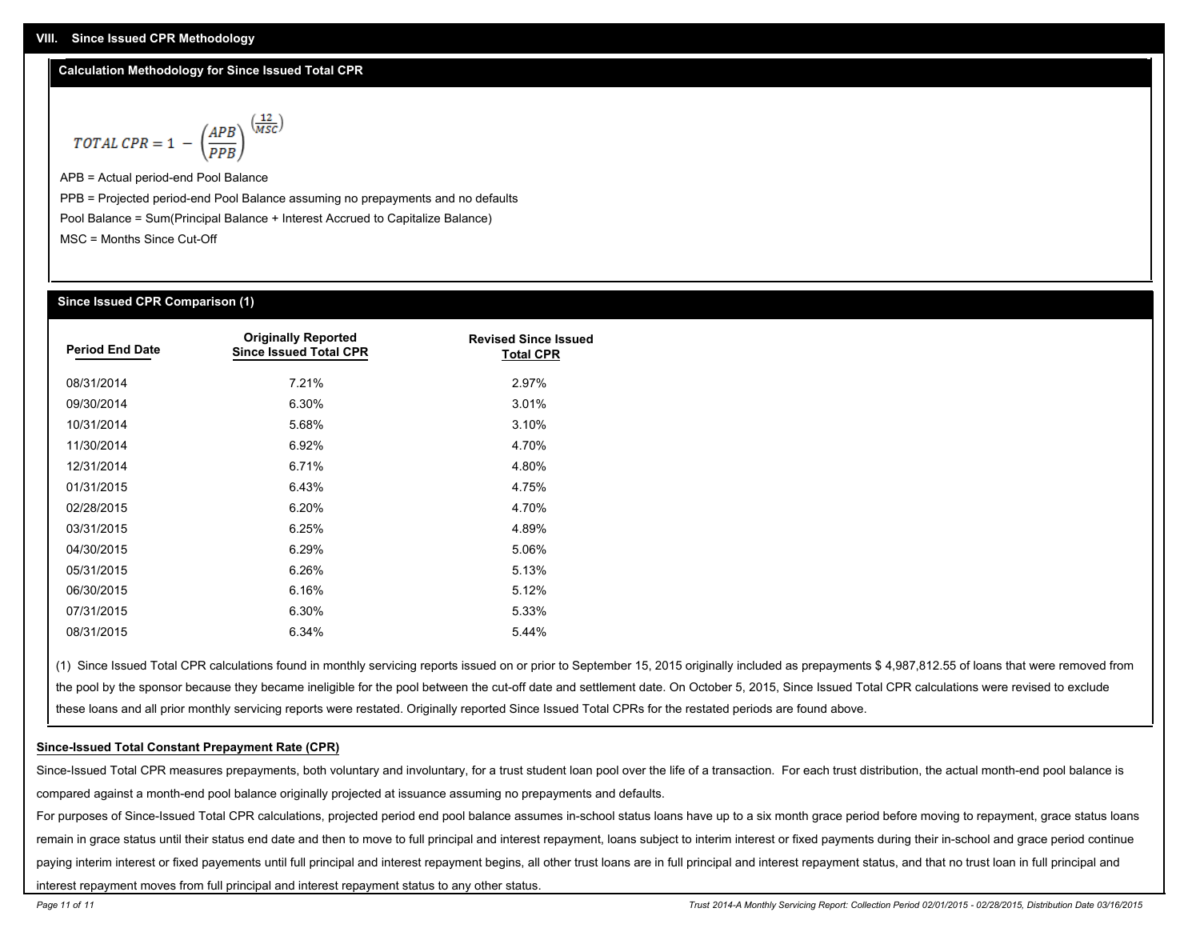# VIII. Since Issued CPR Methodology

## Calculation Methodology for Since Issued Total CPR

$$TOTAL\ CPR = 1 - \left(\frac{APB}{PPB}\right)^{\left(\frac{12}{MSC}\right)}$$

APB = Actual period-end Pool Balance

PPB = Projected period-end Pool Balance assuming no prepayments and no defaults

Pool Balance = Sum(Principal Balance + Interest Accrued to Capitalize Balance)

MSC = Months Since Cut-Off

## Since Issued CPR Comparison (1)

| Period End Date | Originally Reported Since Issued Total CPR | Revised Since Issued Total CPR |
|---|---|---|
| 08/31/2014 | 7.21% | 2.97% |
| 09/30/2014 | 6.30% | 3.01% |
| 10/31/2014 | 5.68% | 3.10% |
| 11/30/2014 | 6.92% | 4.70% |
| 12/31/2014 | 6.71% | 4.80% |
| 01/31/2015 | 6.43% | 4.75% |
| 02/28/2015 | 6.20% | 4.70% |
| 03/31/2015 | 6.25% | 4.89% |
| 04/30/2015 | 6.29% | 5.06% |
| 05/31/2015 | 6.26% | 5.13% |
| 06/30/2015 | 6.16% | 5.12% |
| 07/31/2015 | 6.30% | 5.33% |
| 08/31/2015 | 6.34% | 5.44% |

(1) Since Issued Total CPR calculations found in monthly servicing reports issued on or prior to September 15, 2015 originally included as prepayments $ 4,987,812.55 of loans that were removed from the pool by the sponsor because they became ineligible for the pool between the cut-off date and settlement date. On October 5, 2015, Since Issued Total CPR calculations were revised to exclude these loans and all prior monthly servicing reports were restated. Originally reported Since Issued Total CPRs for the restated periods are found above.

**Since-Issued Total Constant Prepayment Rate (CPR)**

Since-Issued Total CPR measures prepayments, both voluntary and involuntary, for a trust student loan pool over the life of a transaction. For each trust distribution, the actual month-end pool balance is compared against a month-end pool balance originally projected at issuance assuming no prepayments and defaults.

For purposes of Since-Issued Total CPR calculations, projected period end pool balance assumes in-school status loans have up to a six month grace period before moving to repayment, grace status loans remain in grace status until their status end date and then to move to full principal and interest repayment, loans subject to interim interest or fixed payments during their in-school and grace period continue paying interim interest or fixed payements until full principal and interest repayment begins, all other trust loans are in full principal and interest repayment status, and that no trust loan in full principal and interest repayment moves from full principal and interest repayment status to any other status.